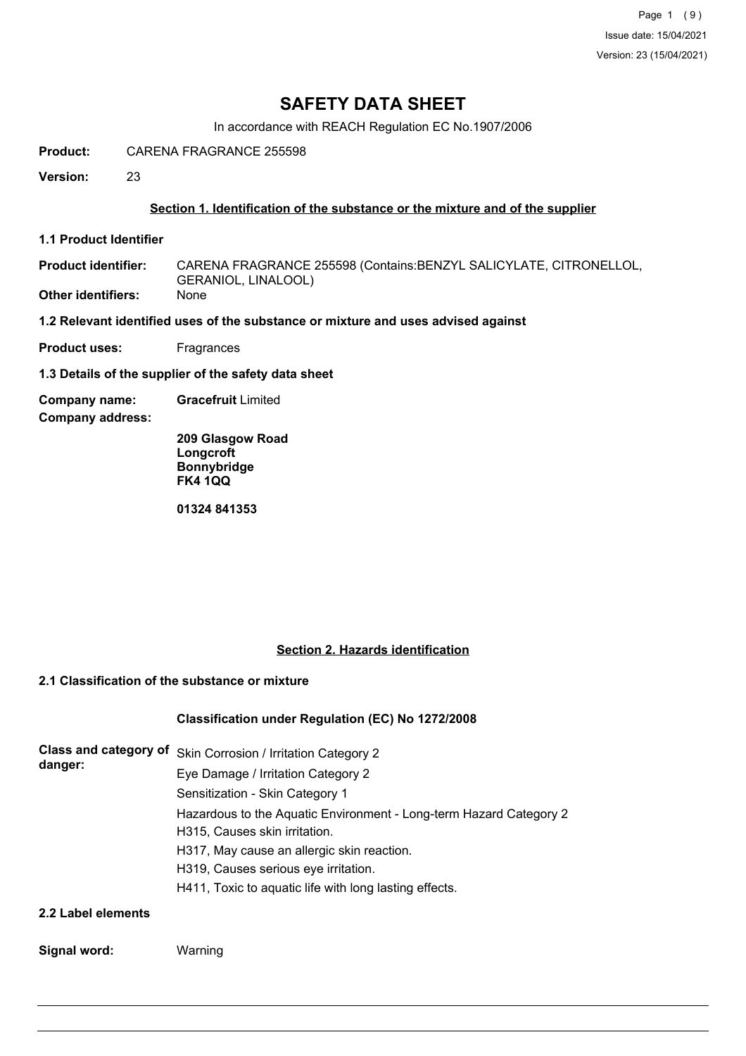# SAFETY DATA SHEET

In accordance with REACH Regulation EC No.1907/2006

**Product:** CARENA FRAGRANCE 255598

**Version:** 23

## Section 1. Identification of the substance or the mixture and of the supplier

### 1.1 Product Identifier

**Product identifier:** CARENA FRAGRANCE 255598 (Contains:BENZYL SALICYLATE, CITRONELLOL, GERANIOL, LINALOOL)

**Other identifiers:** None

### 1.2 Relevant identified uses of the substance or mixture and uses advised against

**Product uses:** Fragrances

### 1.3 Details of the supplier of the safety data sheet

**Company name:** **Gracefruit** Limited

**Company address:**

**209 Glasgow Road**
**Longcroft**
**Bonnybridge**
**FK4 1QQ**

**01324 841353**

## Section 2. Hazards identification

### 2.1 Classification of the substance or mixture

**Classification under Regulation (EC) No 1272/2008**

**Class and category of danger:**

Skin Corrosion / Irritation Category 2
Eye Damage / Irritation Category 2
Sensitization - Skin Category 1
Hazardous to the Aquatic Environment - Long-term Hazard Category 2
H315, Causes skin irritation.
H317, May cause an allergic skin reaction.
H319, Causes serious eye irritation.
H411, Toxic to aquatic life with long lasting effects.

### 2.2 Label elements

**Signal word:** Warning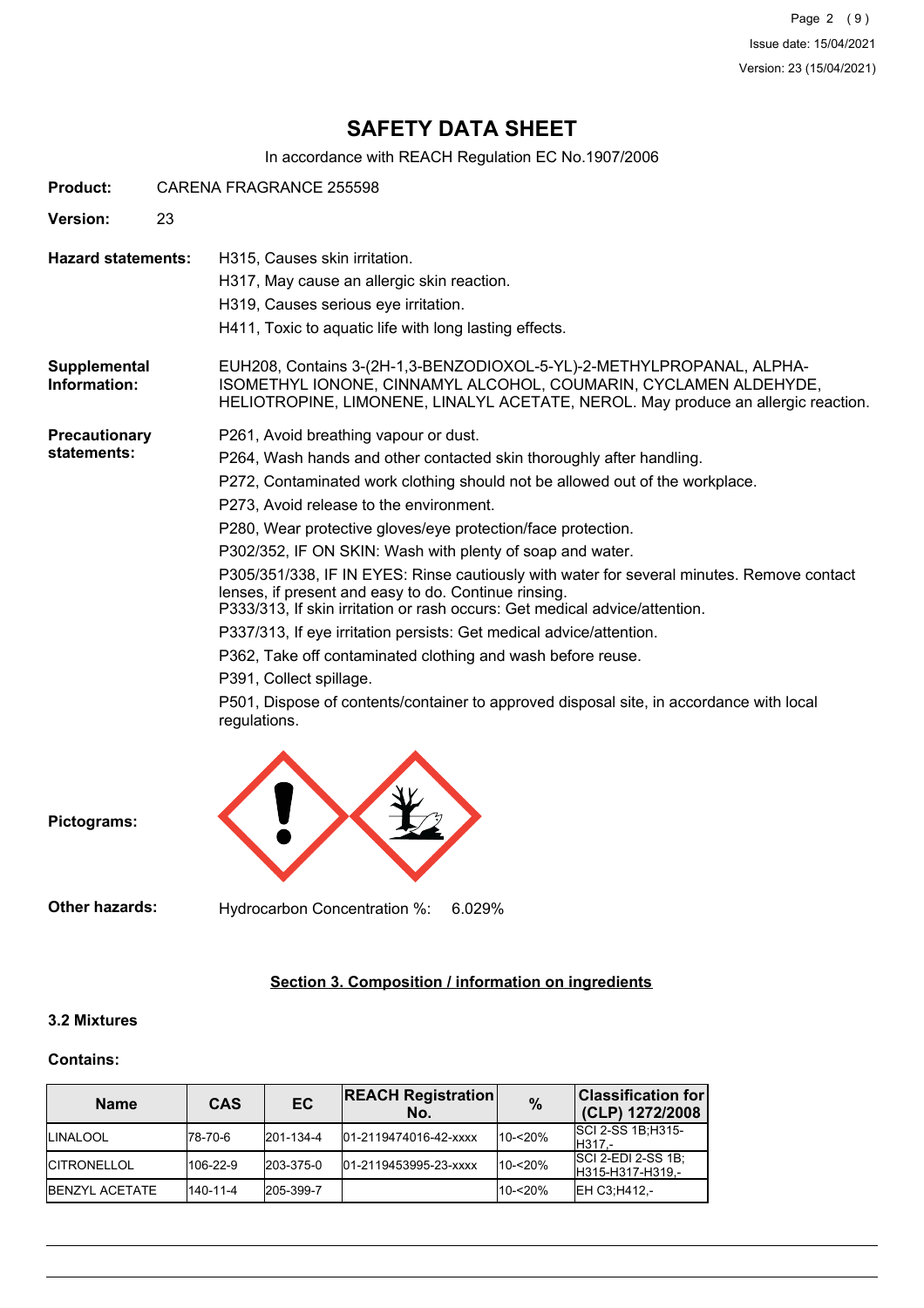# SAFETY DATA SHEET

In accordance with REACH Regulation EC No.1907/2006

**Product:** CARENA FRAGRANCE 255598

**Version:** 23

**Hazard statements:**

H315, Causes skin irritation.
H317, May cause an allergic skin reaction.
H319, Causes serious eye irritation.
H411, Toxic to aquatic life with long lasting effects.

**Supplemental Information:**

EUH208, Contains 3-(2H-1,3-BENZODIOXOL-5-YL)-2-METHYLPROPANAL, ALPHA-ISOMETHYL IONONE, CINNAMYL ALCOHOL, COUMARIN, CYCLAMEN ALDEHYDE, HELIOTROPINE, LIMONENE, LINALYL ACETATE, NEROL. May produce an allergic reaction.

**Precautionary statements:**

P261, Avoid breathing vapour or dust.
P264, Wash hands and other contacted skin thoroughly after handling.
P272, Contaminated work clothing should not be allowed out of the workplace.
P273, Avoid release to the environment.
P280, Wear protective gloves/eye protection/face protection.
P302/352, IF ON SKIN: Wash with plenty of soap and water.
P305/351/338, IF IN EYES: Rinse cautiously with water for several minutes. Remove contact lenses, if present and easy to do. Continue rinsing.
P333/313, If skin irritation or rash occurs: Get medical advice/attention.
P337/313, If eye irritation persists: Get medical advice/attention.
P362, Take off contaminated clothing and wash before reuse.
P391, Collect spillage.
P501, Dispose of contents/container to approved disposal site, in accordance with local regulations.

**Pictograms:**

**Other hazards:** Hydrocarbon Concentration %: 6.029%

## Section 3. Composition / information on ingredients

### 3.2 Mixtures

**Contains:**

| Name | CAS | EC | REACH Registration No. | % | Classification for (CLP) 1272/2008 |
|---|---|---|---|---|---|
| LINALOOL | 78-70-6 | 201-134-4 | 01-2119474016-42-xxxx | 10-<20% | SCI 2-SS 1B;H315-H317,- |
| CITRONELLOL | 106-22-9 | 203-375-0 | 01-2119453995-23-xxxx | 10-<20% | SCI 2-EDI 2-SS 1B;H315-H317-H319,- |
| BENZYL ACETATE | 140-11-4 | 205-399-7 | | 10-<20% | EH C3;H412,- |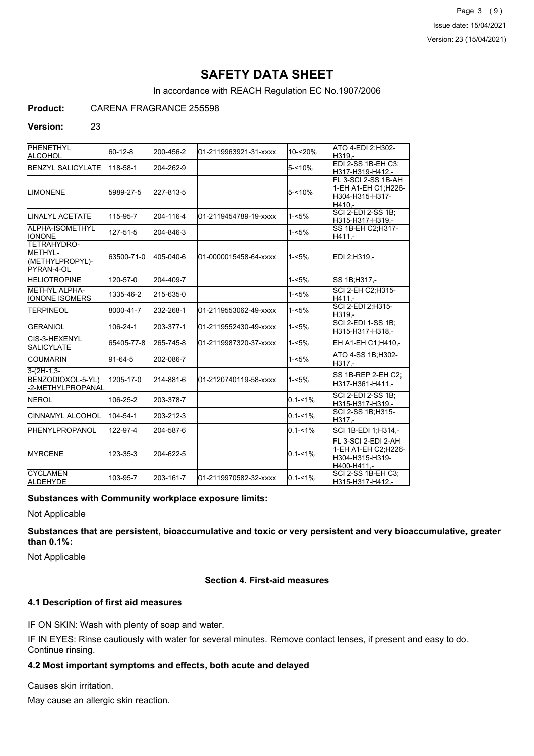# SAFETY DATA SHEET

In accordance with REACH Regulation EC No.1907/2006

**Product:** CARENA FRAGRANCE 255598

**Version:** 23

| | | | | | |
|---|---|---|---|---|---|
| PHENETHYL ALCOHOL | 60-12-8 | 200-456-2 | 01-2119963921-31-xxxx | 10-<20% | ATO 4-EDI 2;H302-H319,- |
| BENZYL SALICYLATE | 118-58-1 | 204-262-9 | | 5-<10% | EDI 2-SS 1B-EH C3;H317-H319-H412,- |
| LIMONENE | 5989-27-5 | 227-813-5 | | 5-<10% | FL 3-SCI 2-SS 1B-AH 1-EH A1-EH C1;H226-H304-H315-H317-H410,- |
| LINALYL ACETATE | 115-95-7 | 204-116-4 | 01-2119454789-19-xxxx | 1-<5% | SCI 2-EDI 2-SS 1B;H315-H317-H319,- |
| ALPHA-ISOMETHYL IONONE | 127-51-5 | 204-846-3 | | 1-<5% | SS 1B-EH C2;H317-H411,- |
| TETRAHYDRO-METHYL-(METHYLPROPYL)-PYRAN-4-OL | 63500-71-0 | 405-040-6 | 01-0000015458-64-xxxx | 1-<5% | EDI 2;H319,- |
| HELIOTROPINE | 120-57-0 | 204-409-7 | | 1-<5% | SS 1B;H317,- |
| METHYL ALPHA-IONONE ISOMERS | 1335-46-2 | 215-635-0 | | 1-<5% | SCI 2-EH C2;H315-H411,- |
| TERPINEOL | 8000-41-7 | 232-268-1 | 01-2119553062-49-xxxx | 1-<5% | SCI 2-EDI 2;H315-H319,- |
| GERANIOL | 106-24-1 | 203-377-1 | 01-2119552430-49-xxxx | 1-<5% | SCI 2-EDI 1-SS 1B;H315-H317-H318,- |
| CIS-3-HEXENYL SALICYLATE | 65405-77-8 | 265-745-8 | 01-2119987320-37-xxxx | 1-<5% | EH A1-EH C1;H410,- |
| COUMARIN | 91-64-5 | 202-086-7 | | 1-<5% | ATO 4-SS 1B;H302-H317,- |
| 3-(2H-1,3-BENZODIOXOL-5-YL)-2-METHYLPROPANAL | 1205-17-0 | 214-881-6 | 01-2120740119-58-xxxx | 1-<5% | SS 1B-REP 2-EH C2;H317-H361-H411,- |
| NEROL | 106-25-2 | 203-378-7 | | 0.1-<1% | SCI 2-EDI 2-SS 1B;H315-H317-H319,- |
| CINNAMYL ALCOHOL | 104-54-1 | 203-212-3 | | 0.1-<1% | SCI 2-SS 1B;H315-H317,- |
| PHENYLPROPANOL | 122-97-4 | 204-587-6 | | 0.1-<1% | SCI 1B-EDI 1;H314,- |
| MYRCENE | 123-35-3 | 204-622-5 | | 0.1-<1% | FL 3-SCI 2-EDI 2-AH 1-EH A1-EH C2;H226-H304-H315-H319-H400-H411,- |
| CYCLAMEN ALDEHYDE | 103-95-7 | 203-161-7 | 01-2119970582-32-xxxx | 0.1-<1% | SCI 2-SS 1B-EH C3;H315-H317-H412,- |

**Substances with Community workplace exposure limits:**

Not Applicable

**Substances that are persistent, bioaccumulative and toxic or very persistent and very bioaccumulative, greater than 0.1%:**

Not Applicable

## Section 4. First-aid measures

### 4.1 Description of first aid measures

IF ON SKIN: Wash with plenty of soap and water.

IF IN EYES: Rinse cautiously with water for several minutes. Remove contact lenses, if present and easy to do. Continue rinsing.

### 4.2 Most important symptoms and effects, both acute and delayed

Causes skin irritation.

May cause an allergic skin reaction.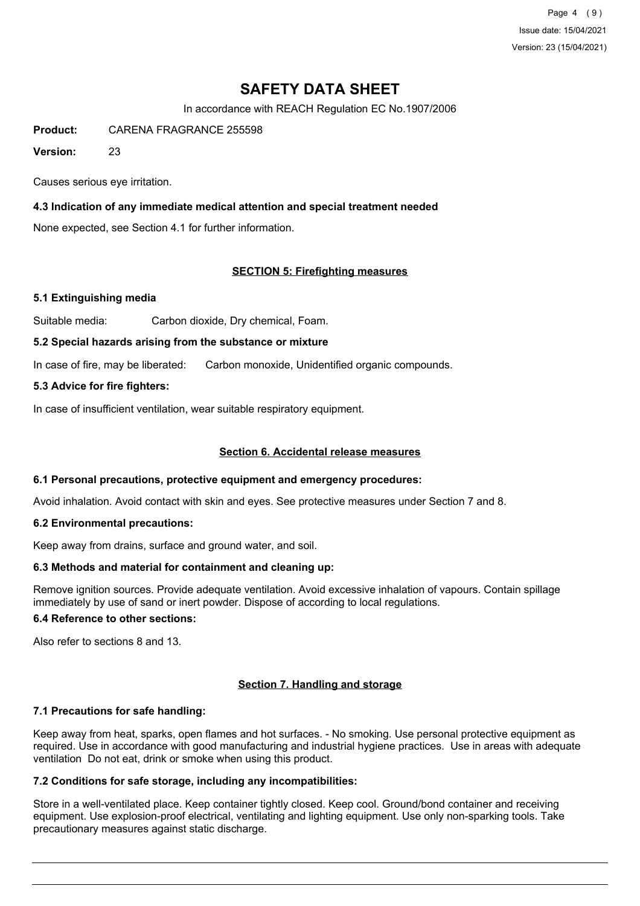# SAFETY DATA SHEET

In accordance with REACH Regulation EC No.1907/2006

**Product:** CARENA FRAGRANCE 255598

**Version:** 23

Causes serious eye irritation.

### 4.3 Indication of any immediate medical attention and special treatment needed

None expected, see Section 4.1 for further information.

## SECTION 5: Firefighting measures

### 5.1 Extinguishing media

Suitable media: Carbon dioxide, Dry chemical, Foam.

### 5.2 Special hazards arising from the substance or mixture

In case of fire, may be liberated: Carbon monoxide, Unidentified organic compounds.

### 5.3 Advice for fire fighters:

In case of insufficient ventilation, wear suitable respiratory equipment.

## Section 6. Accidental release measures

### 6.1 Personal precautions, protective equipment and emergency procedures:

Avoid inhalation. Avoid contact with skin and eyes. See protective measures under Section 7 and 8.

### 6.2 Environmental precautions:

Keep away from drains, surface and ground water, and soil.

### 6.3 Methods and material for containment and cleaning up:

Remove ignition sources. Provide adequate ventilation. Avoid excessive inhalation of vapours. Contain spillage immediately by use of sand or inert powder. Dispose of according to local regulations.

### 6.4 Reference to other sections:

Also refer to sections 8 and 13.

## Section 7. Handling and storage

### 7.1 Precautions for safe handling:

Keep away from heat, sparks, open flames and hot surfaces. - No smoking. Use personal protective equipment as required. Use in accordance with good manufacturing and industrial hygiene practices. Use in areas with adequate ventilation Do not eat, drink or smoke when using this product.

### 7.2 Conditions for safe storage, including any incompatibilities:

Store in a well-ventilated place. Keep container tightly closed. Keep cool. Ground/bond container and receiving equipment. Use explosion-proof electrical, ventilating and lighting equipment. Use only non-sparking tools. Take precautionary measures against static discharge.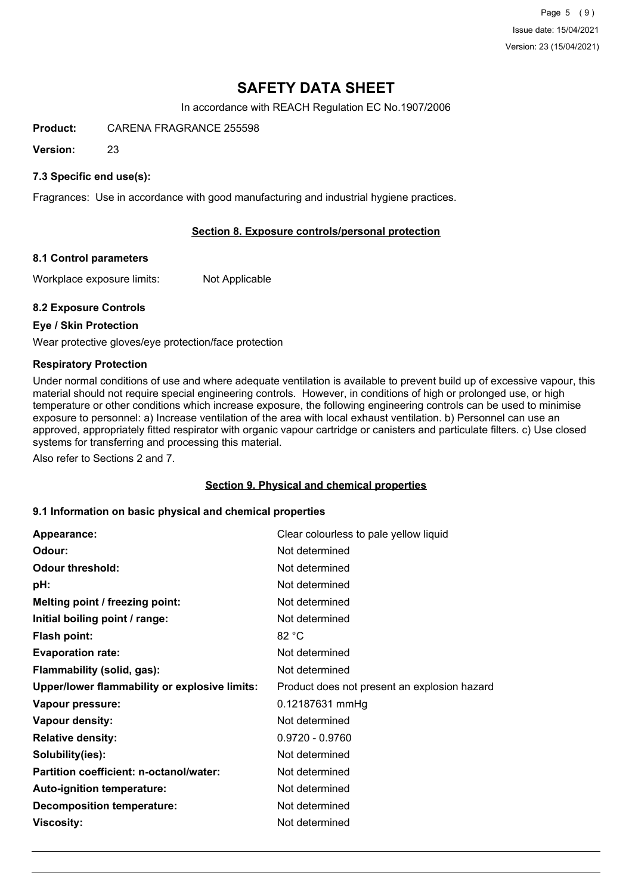# SAFETY DATA SHEET

In accordance with REACH Regulation EC No.1907/2006

**Product:** CARENA FRAGRANCE 255598

**Version:** 23

### 7.3 Specific end use(s):

Fragrances: Use in accordance with good manufacturing and industrial hygiene practices.

## Section 8. Exposure controls/personal protection

### 8.1 Control parameters

Workplace exposure limits: Not Applicable

### 8.2 Exposure Controls

**Eye / Skin Protection**

Wear protective gloves/eye protection/face protection

**Respiratory Protection**

Under normal conditions of use and where adequate ventilation is available to prevent build up of excessive vapour, this material should not require special engineering controls. However, in conditions of high or prolonged use, or high temperature or other conditions which increase exposure, the following engineering controls can be used to minimise exposure to personnel: a) Increase ventilation of the area with local exhaust ventilation. b) Personnel can use an approved, appropriately fitted respirator with organic vapour cartridge or canisters and particulate filters. c) Use closed systems for transferring and processing this material.

Also refer to Sections 2 and 7.

## Section 9. Physical and chemical properties

### 9.1 Information on basic physical and chemical properties

| | |
|---|---|
| **Appearance:** | Clear colourless to pale yellow liquid |
| **Odour:** | Not determined |
| **Odour threshold:** | Not determined |
| **pH:** | Not determined |
| **Melting point / freezing point:** | Not determined |
| **Initial boiling point / range:** | Not determined |
| **Flash point:** | 82 °C |
| **Evaporation rate:** | Not determined |
| **Flammability (solid, gas):** | Not determined |
| **Upper/lower flammability or explosive limits:** | Product does not present an explosion hazard |
| **Vapour pressure:** | 0.12187631 mmHg |
| **Vapour density:** | Not determined |
| **Relative density:** | 0.9720 - 0.9760 |
| **Solubility(ies):** | Not determined |
| **Partition coefficient: n-octanol/water:** | Not determined |
| **Auto-ignition temperature:** | Not determined |
| **Decomposition temperature:** | Not determined |
| **Viscosity:** | Not determined |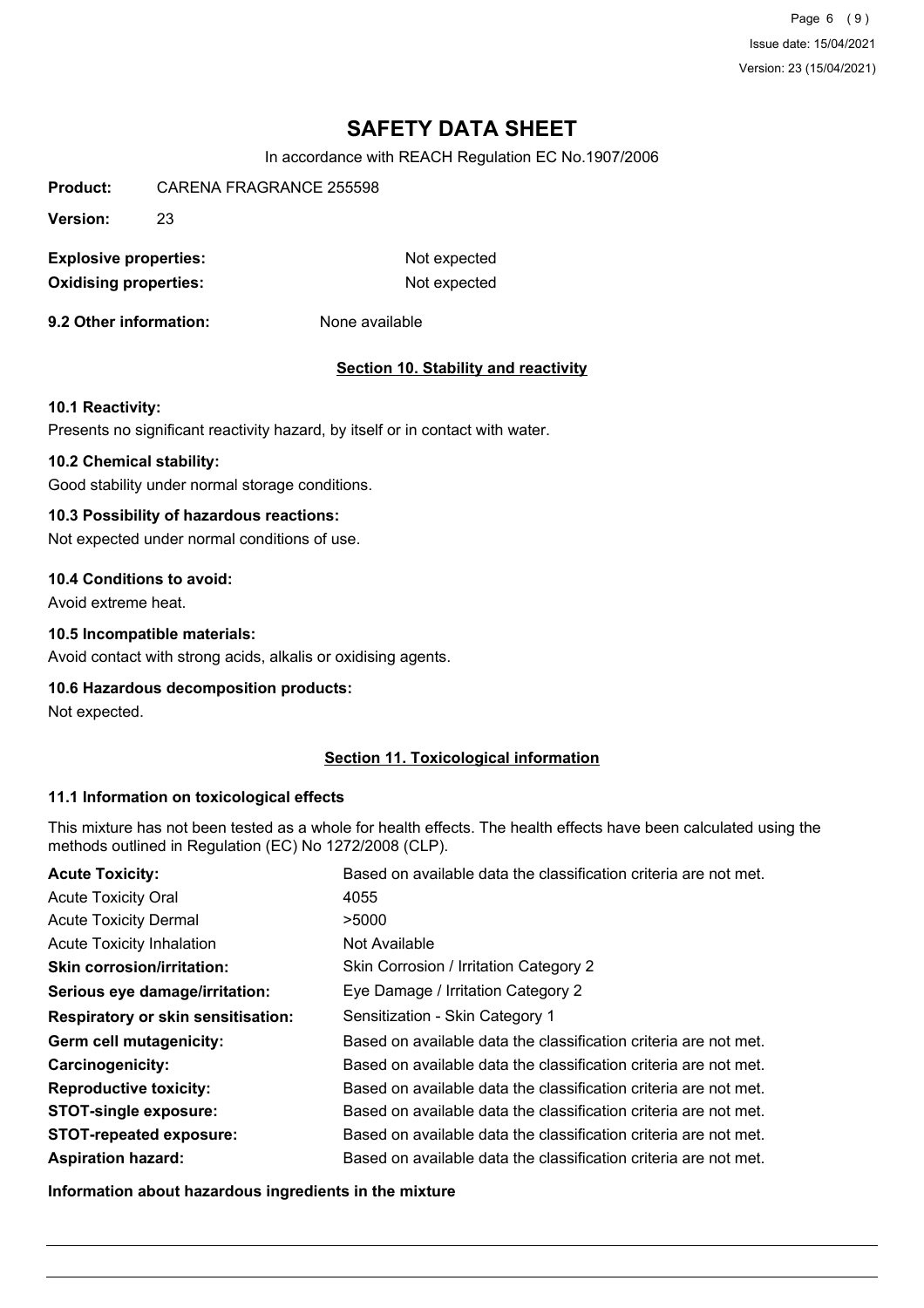# SAFETY DATA SHEET

In accordance with REACH Regulation EC No.1907/2006

**Product:** CARENA FRAGRANCE 255598

**Version:** 23

**Explosive properties:** Not expected

**Oxidising properties:** Not expected

**9.2 Other information:** None available

## Section 10. Stability and reactivity

### 10.1 Reactivity:

Presents no significant reactivity hazard, by itself or in contact with water.

### 10.2 Chemical stability:

Good stability under normal storage conditions.

### 10.3 Possibility of hazardous reactions:

Not expected under normal conditions of use.

### 10.4 Conditions to avoid:

Avoid extreme heat.

### 10.5 Incompatible materials:

Avoid contact with strong acids, alkalis or oxidising agents.

### 10.6 Hazardous decomposition products:

Not expected.

## Section 11. Toxicological information

### 11.1 Information on toxicological effects

This mixture has not been tested as a whole for health effects. The health effects have been calculated using the methods outlined in Regulation (EC) No 1272/2008 (CLP).

| | |
|---|---|
| **Acute Toxicity:** | Based on available data the classification criteria are not met. |
| Acute Toxicity Oral | 4055 |
| Acute Toxicity Dermal | >5000 |
| Acute Toxicity Inhalation | Not Available |
| **Skin corrosion/irritation:** | Skin Corrosion / Irritation Category 2 |
| **Serious eye damage/irritation:** | Eye Damage / Irritation Category 2 |
| **Respiratory or skin sensitisation:** | Sensitization - Skin Category 1 |
| **Germ cell mutagenicity:** | Based on available data the classification criteria are not met. |
| **Carcinogenicity:** | Based on available data the classification criteria are not met. |
| **Reproductive toxicity:** | Based on available data the classification criteria are not met. |
| **STOT-single exposure:** | Based on available data the classification criteria are not met. |
| **STOT-repeated exposure:** | Based on available data the classification criteria are not met. |
| **Aspiration hazard:** | Based on available data the classification criteria are not met. |

**Information about hazardous ingredients in the mixture**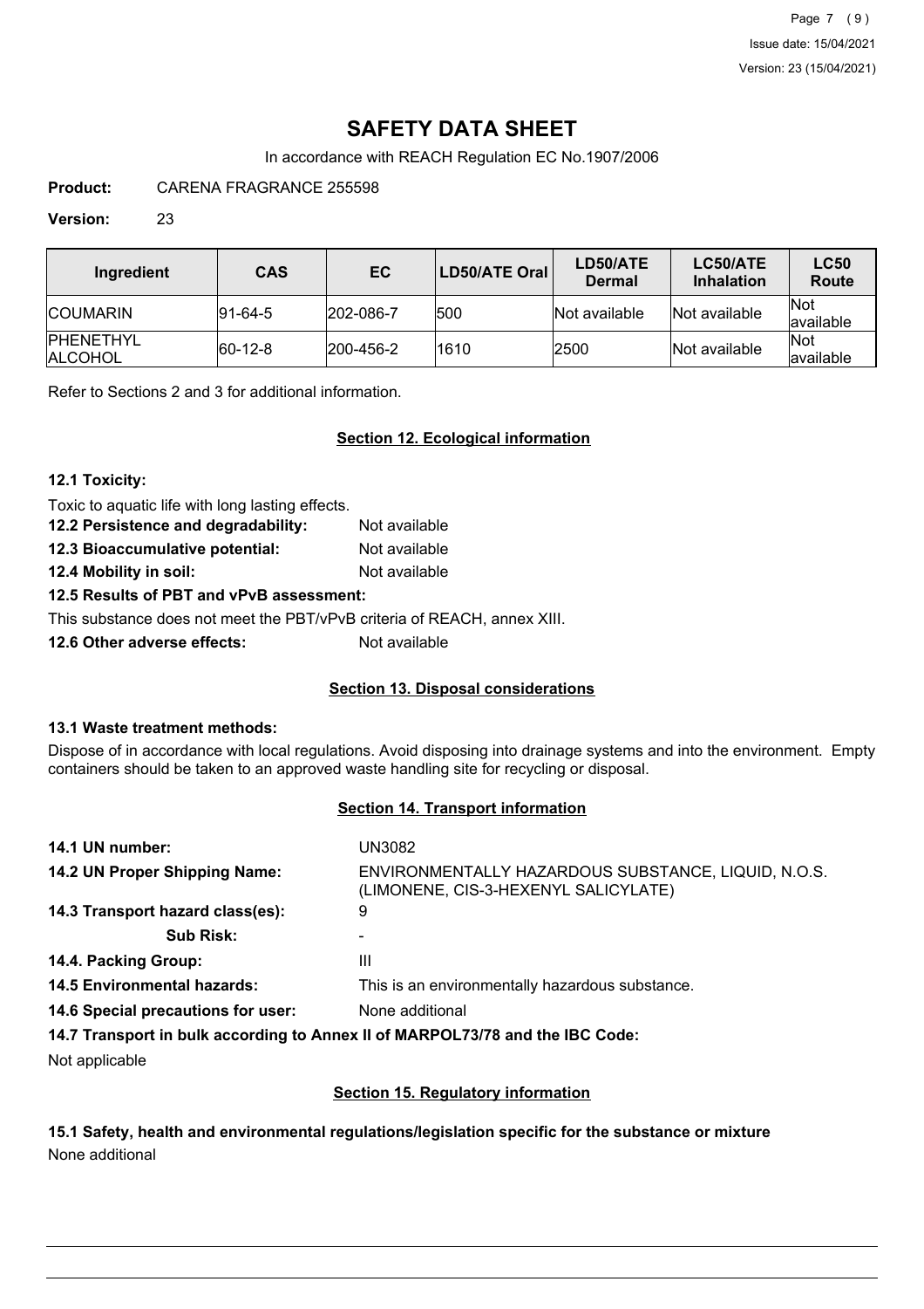# SAFETY DATA SHEET

In accordance with REACH Regulation EC No.1907/2006

**Product:** CARENA FRAGRANCE 255598

**Version:** 23

| Ingredient | CAS | EC | LD50/ATE Oral | LD50/ATE Dermal | LC50/ATE Inhalation | LC50 Route |
|---|---|---|---|---|---|---|
| COUMARIN | 91-64-5 | 202-086-7 | 500 | Not available | Not available | Not available |
| PHENETHYL ALCOHOL | 60-12-8 | 200-456-2 | 1610 | 2500 | Not available | Not available |

Refer to Sections 2 and 3 for additional information.

## Section 12. Ecological information

**12.1 Toxicity:**

Toxic to aquatic life with long lasting effects.

**12.2 Persistence and degradability:** Not available

**12.3 Bioaccumulative potential:** Not available

**12.4 Mobility in soil:** Not available

**12.5 Results of PBT and vPvB assessment:**

This substance does not meet the PBT/vPvB criteria of REACH, annex XIII.

**12.6 Other adverse effects:** Not available

## Section 13. Disposal considerations

**13.1 Waste treatment methods:**

Dispose of in accordance with local regulations. Avoid disposing into drainage systems and into the environment. Empty containers should be taken to an approved waste handling site for recycling or disposal.

## Section 14. Transport information

**14.1 UN number:** UN3082

**14.2 UN Proper Shipping Name:** ENVIRONMENTALLY HAZARDOUS SUBSTANCE, LIQUID, N.O.S. (LIMONENE, CIS-3-HEXENYL SALICYLATE)

**14.3 Transport hazard class(es):** 9

**Sub Risk:** -

**14.4. Packing Group:** III

**14.5 Environmental hazards:** This is an environmentally hazardous substance.

**14.6 Special precautions for user:** None additional

**14.7 Transport in bulk according to Annex II of MARPOL73/78 and the IBC Code:**

Not applicable

## Section 15. Regulatory information

**15.1 Safety, health and environmental regulations/legislation specific for the substance or mixture**

None additional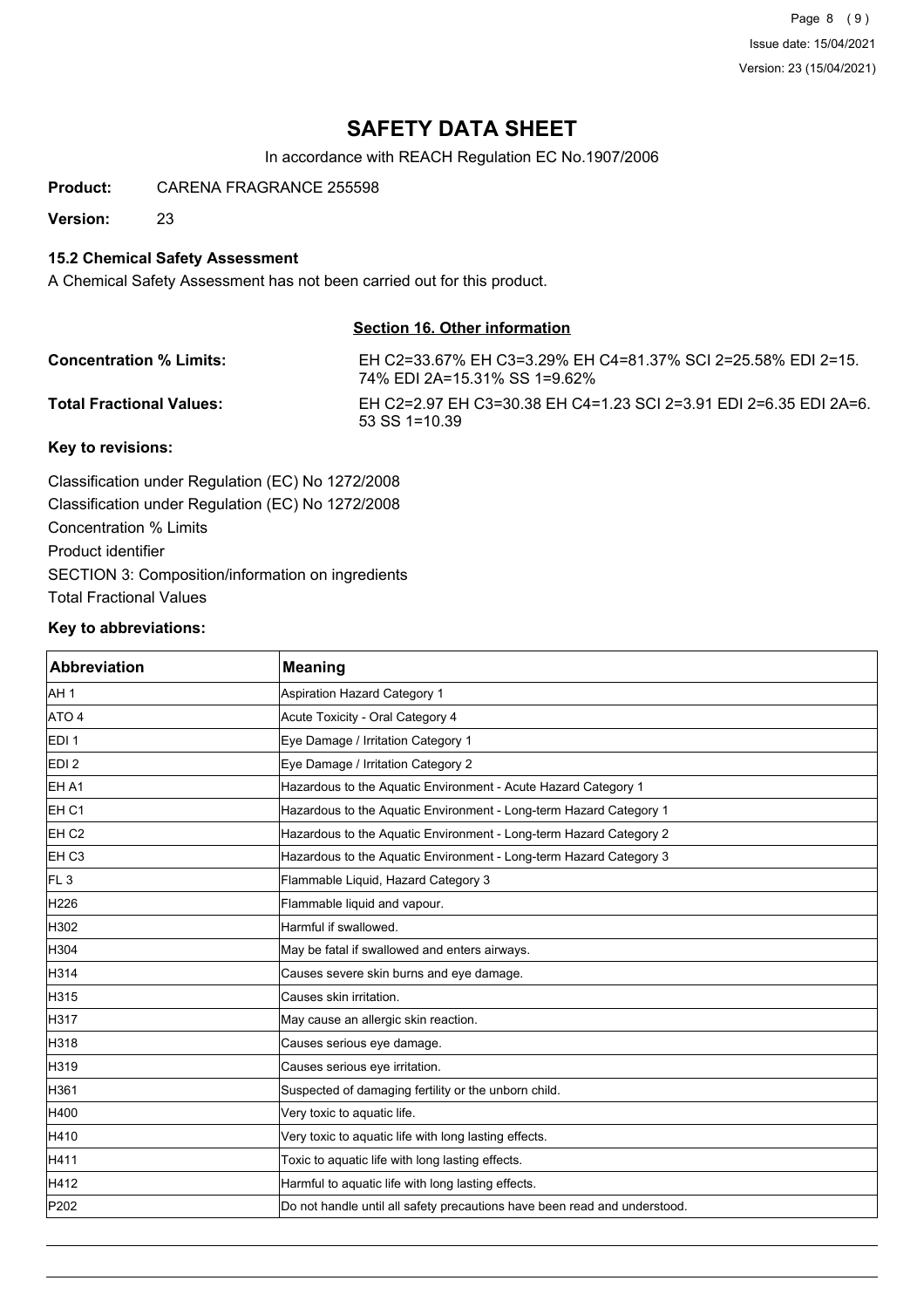# SAFETY DATA SHEET

In accordance with REACH Regulation EC No.1907/2006

**Product:** CARENA FRAGRANCE 255598

**Version:** 23

### 15.2 Chemical Safety Assessment

A Chemical Safety Assessment has not been carried out for this product.

## Section 16. Other information

**Concentration % Limits:** EH C2=33.67% EH C3=3.29% EH C4=81.37% SCI 2=25.58% EDI 2=15.74% EDI 2A=15.31% SS 1=9.62%

**Total Fractional Values:** EH C2=2.97 EH C3=30.38 EH C4=1.23 SCI 2=3.91 EDI 2=6.35 EDI 2A=6.53 SS 1=10.39

### Key to revisions:

Classification under Regulation (EC) No 1272/2008
Classification under Regulation (EC) No 1272/2008
Concentration % Limits
Product identifier
SECTION 3: Composition/information on ingredients
Total Fractional Values

### Key to abbreviations:

| Abbreviation | Meaning |
|---|---|
| AH 1 | Aspiration Hazard Category 1 |
| ATO 4 | Acute Toxicity - Oral Category 4 |
| EDI 1 | Eye Damage / Irritation Category 1 |
| EDI 2 | Eye Damage / Irritation Category 2 |
| EH A1 | Hazardous to the Aquatic Environment - Acute Hazard Category 1 |
| EH C1 | Hazardous to the Aquatic Environment - Long-term Hazard Category 1 |
| EH C2 | Hazardous to the Aquatic Environment - Long-term Hazard Category 2 |
| EH C3 | Hazardous to the Aquatic Environment - Long-term Hazard Category 3 |
| FL 3 | Flammable Liquid, Hazard Category 3 |
| H226 | Flammable liquid and vapour. |
| H302 | Harmful if swallowed. |
| H304 | May be fatal if swallowed and enters airways. |
| H314 | Causes severe skin burns and eye damage. |
| H315 | Causes skin irritation. |
| H317 | May cause an allergic skin reaction. |
| H318 | Causes serious eye damage. |
| H319 | Causes serious eye irritation. |
| H361 | Suspected of damaging fertility or the unborn child. |
| H400 | Very toxic to aquatic life. |
| H410 | Very toxic to aquatic life with long lasting effects. |
| H411 | Toxic to aquatic life with long lasting effects. |
| H412 | Harmful to aquatic life with long lasting effects. |
| P202 | Do not handle until all safety precautions have been read and understood. |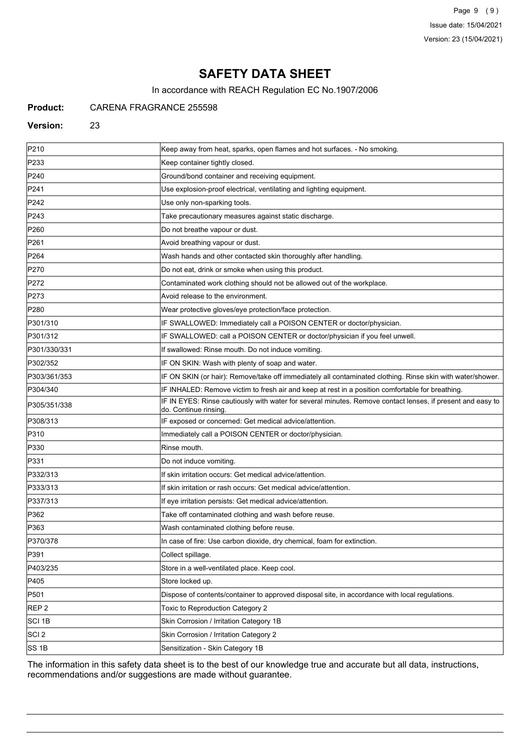# SAFETY DATA SHEET

In accordance with REACH Regulation EC No.1907/2006

**Product:** CARENA FRAGRANCE 255598

**Version:** 23

| | |
|---|---|
| P210 | Keep away from heat, sparks, open flames and hot surfaces. - No smoking. |
| P233 | Keep container tightly closed. |
| P240 | Ground/bond container and receiving equipment. |
| P241 | Use explosion-proof electrical, ventilating and lighting equipment. |
| P242 | Use only non-sparking tools. |
| P243 | Take precautionary measures against static discharge. |
| P260 | Do not breathe vapour or dust. |
| P261 | Avoid breathing vapour or dust. |
| P264 | Wash hands and other contacted skin thoroughly after handling. |
| P270 | Do not eat, drink or smoke when using this product. |
| P272 | Contaminated work clothing should not be allowed out of the workplace. |
| P273 | Avoid release to the environment. |
| P280 | Wear protective gloves/eye protection/face protection. |
| P301/310 | IF SWALLOWED: Immediately call a POISON CENTER or doctor/physician. |
| P301/312 | IF SWALLOWED: call a POISON CENTER or doctor/physician if you feel unwell. |
| P301/330/331 | If swallowed: Rinse mouth. Do not induce vomiting. |
| P302/352 | IF ON SKIN: Wash with plenty of soap and water. |
| P303/361/353 | IF ON SKIN (or hair): Remove/take off immediately all contaminated clothing. Rinse skin with water/shower. |
| P304/340 | IF INHALED: Remove victim to fresh air and keep at rest in a position comfortable for breathing. |
| P305/351/338 | IF IN EYES: Rinse cautiously with water for several minutes. Remove contact lenses, if present and easy to do. Continue rinsing. |
| P308/313 | IF exposed or concerned: Get medical advice/attention. |
| P310 | Immediately call a POISON CENTER or doctor/physician. |
| P330 | Rinse mouth. |
| P331 | Do not induce vomiting. |
| P332/313 | If skin irritation occurs: Get medical advice/attention. |
| P333/313 | If skin irritation or rash occurs: Get medical advice/attention. |
| P337/313 | If eye irritation persists: Get medical advice/attention. |
| P362 | Take off contaminated clothing and wash before reuse. |
| P363 | Wash contaminated clothing before reuse. |
| P370/378 | In case of fire: Use carbon dioxide, dry chemical, foam for extinction. |
| P391 | Collect spillage. |
| P403/235 | Store in a well-ventilated place. Keep cool. |
| P405 | Store locked up. |
| P501 | Dispose of contents/container to approved disposal site, in accordance with local regulations. |
| REP 2 | Toxic to Reproduction Category 2 |
| SCI 1B | Skin Corrosion / Irritation Category 1B |
| SCI 2 | Skin Corrosion / Irritation Category 2 |
| SS 1B | Sensitization - Skin Category 1B |

The information in this safety data sheet is to the best of our knowledge true and accurate but all data, instructions, recommendations and/or suggestions are made without guarantee.